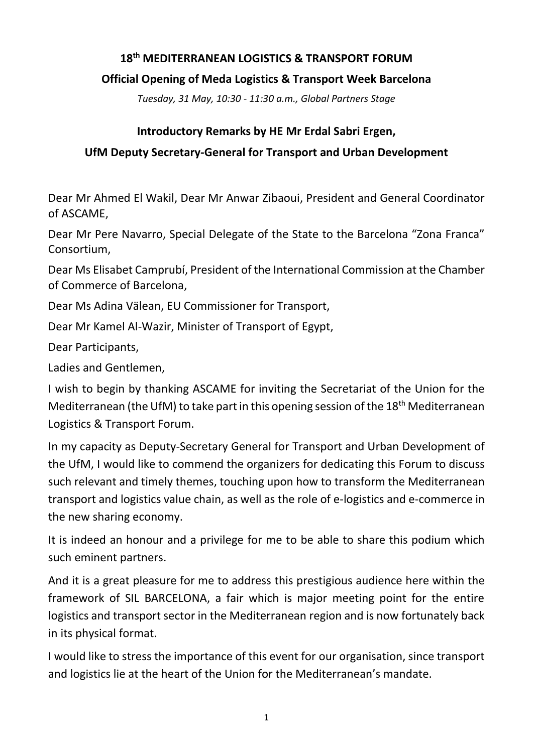**18th MEDITERRANEAN LOGISTICS & TRANSPORT FORUM**

**Official Opening of Meda Logistics & Transport Week Barcelona**

*Tuesday, 31 May, 10:30 - 11:30 a.m., Global Partners Stage*

**Introductory Remarks by HE Mr Erdal Sabri Ergen,**

**UfM Deputy Secretary-General for Transport and Urban Development**

Dear Mr Ahmed El Wakil, Dear Mr Anwar Zibaoui, President and General Coordinator of ASCAME,

Dear Mr Pere Navarro, Special Delegate of the State to the Barcelona "Zona Franca" Consortium,

Dear Ms Elisabet Camprubí, President of the International Commission at the Chamber of Commerce of Barcelona,

Dear Ms Adina Välean, EU Commissioner for Transport,

Dear Mr Kamel Al-Wazir, Minister of Transport of Egypt,

Dear Participants,

Ladies and Gentlemen,

I wish to begin by thanking ASCAME for inviting the Secretariat of the Union for the Mediterranean (the UfM) to take part in this opening session of the 18th Mediterranean Logistics & Transport Forum.

In my capacity as Deputy-Secretary General for Transport and Urban Development of the UfM, I would like to commend the organizers for dedicating this Forum to discuss such relevant and timely themes, touching upon how to transform the Mediterranean transport and logistics value chain, as well as the role of e-logistics and e-commerce in the new sharing economy.

It is indeed an honour and a privilege for me to be able to share this podium which such eminent partners.

And it is a great pleasure for me to address this prestigious audience here within the framework of SIL BARCELONA, a fair which is major meeting point for the entire logistics and transport sector in the Mediterranean region and is now fortunately back in its physical format.

I would like to stress the importance of this event for our organisation, since transport and logistics lie at the heart of the Union for the Mediterranean's mandate.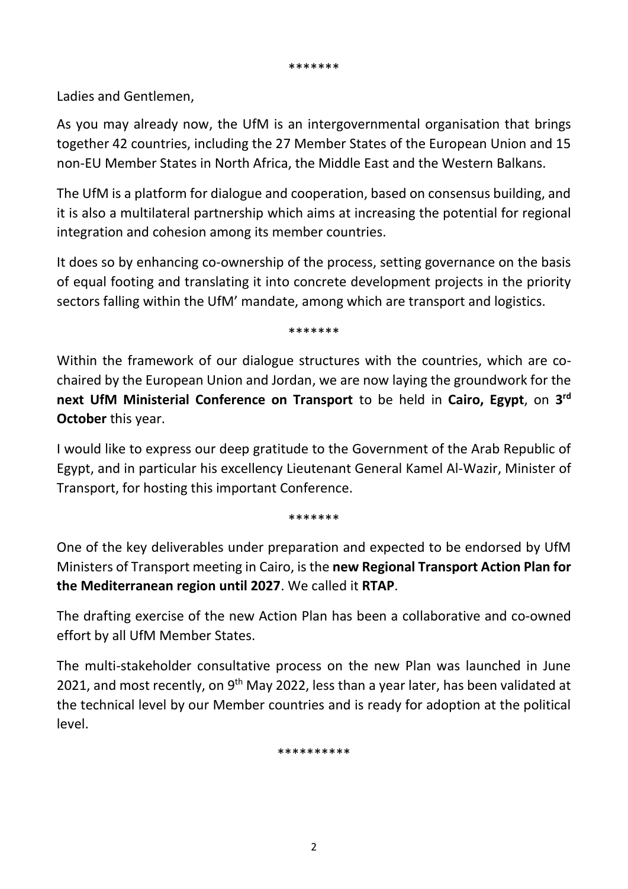\*\*\*\*\*\*\*

Ladies and Gentlemen,

As you may already now, the UfM is an intergovernmental organisation that brings together 42 countries, including the 27 Member States of the European Union and 15 non-EU Member States in North Africa, the Middle East and the Western Balkans.

The UfM is a platform for dialogue and cooperation, based on consensus building, and it is also a multilateral partnership which aims at increasing the potential for regional integration and cohesion among its member countries.

It does so by enhancing co-ownership of the process, setting governance on the basis of equal footing and translating it into concrete development projects in the priority sectors falling within the UfM' mandate, among which are transport and logistics.

\*\*\*\*\*\*\*

Within the framework of our dialogue structures with the countries, which are co-chaired by the European Union and Jordan, we are now laying the groundwork for the **next UfM Ministerial Conference on Transport** to be held in **Cairo, Egypt**, on **3rd October** this year.

I would like to express our deep gratitude to the Government of the Arab Republic of Egypt, and in particular his excellency Lieutenant General Kamel Al-Wazir, Minister of Transport, for hosting this important Conference.

\*\*\*\*\*\*\*

One of the key deliverables under preparation and expected to be endorsed by UfM Ministers of Transport meeting in Cairo, is the **new Regional Transport Action Plan for the Mediterranean region until 2027**. We called it **RTAP**.

The drafting exercise of the new Action Plan has been a collaborative and co-owned effort by all UfM Member States.

The multi-stakeholder consultative process on the new Plan was launched in June 2021, and most recently, on 9th May 2022, less than a year later, has been validated at the technical level by our Member countries and is ready for adoption at the political level.

\*\*\*\*\*\*\*\*\*\*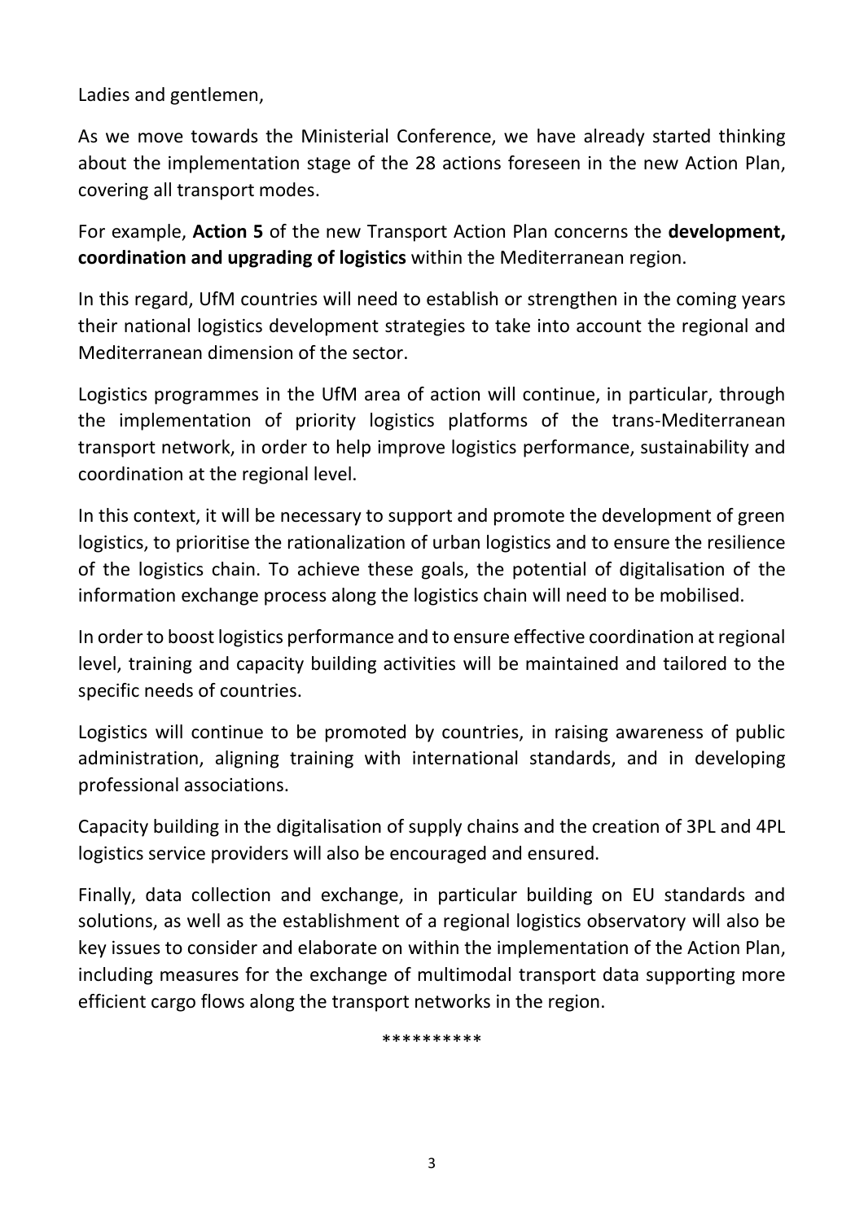Ladies and gentlemen,

As we move towards the Ministerial Conference, we have already started thinking about the implementation stage of the 28 actions foreseen in the new Action Plan, covering all transport modes.

For example, **Action 5** of the new Transport Action Plan concerns the **development, coordination and upgrading of logistics** within the Mediterranean region.

In this regard, UfM countries will need to establish or strengthen in the coming years their national logistics development strategies to take into account the regional and Mediterranean dimension of the sector.

Logistics programmes in the UfM area of action will continue, in particular, through the implementation of priority logistics platforms of the trans-Mediterranean transport network, in order to help improve logistics performance, sustainability and coordination at the regional level.

In this context, it will be necessary to support and promote the development of green logistics, to prioritise the rationalization of urban logistics and to ensure the resilience of the logistics chain. To achieve these goals, the potential of digitalisation of the information exchange process along the logistics chain will need to be mobilised.

In order to boost logistics performance and to ensure effective coordination at regional level, training and capacity building activities will be maintained and tailored to the specific needs of countries.

Logistics will continue to be promoted by countries, in raising awareness of public administration, aligning training with international standards, and in developing professional associations.

Capacity building in the digitalisation of supply chains and the creation of 3PL and 4PL logistics service providers will also be encouraged and ensured.

Finally, data collection and exchange, in particular building on EU standards and solutions, as well as the establishment of a regional logistics observatory will also be key issues to consider and elaborate on within the implementation of the Action Plan, including measures for the exchange of multimodal transport data supporting more efficient cargo flows along the transport networks in the region.

**********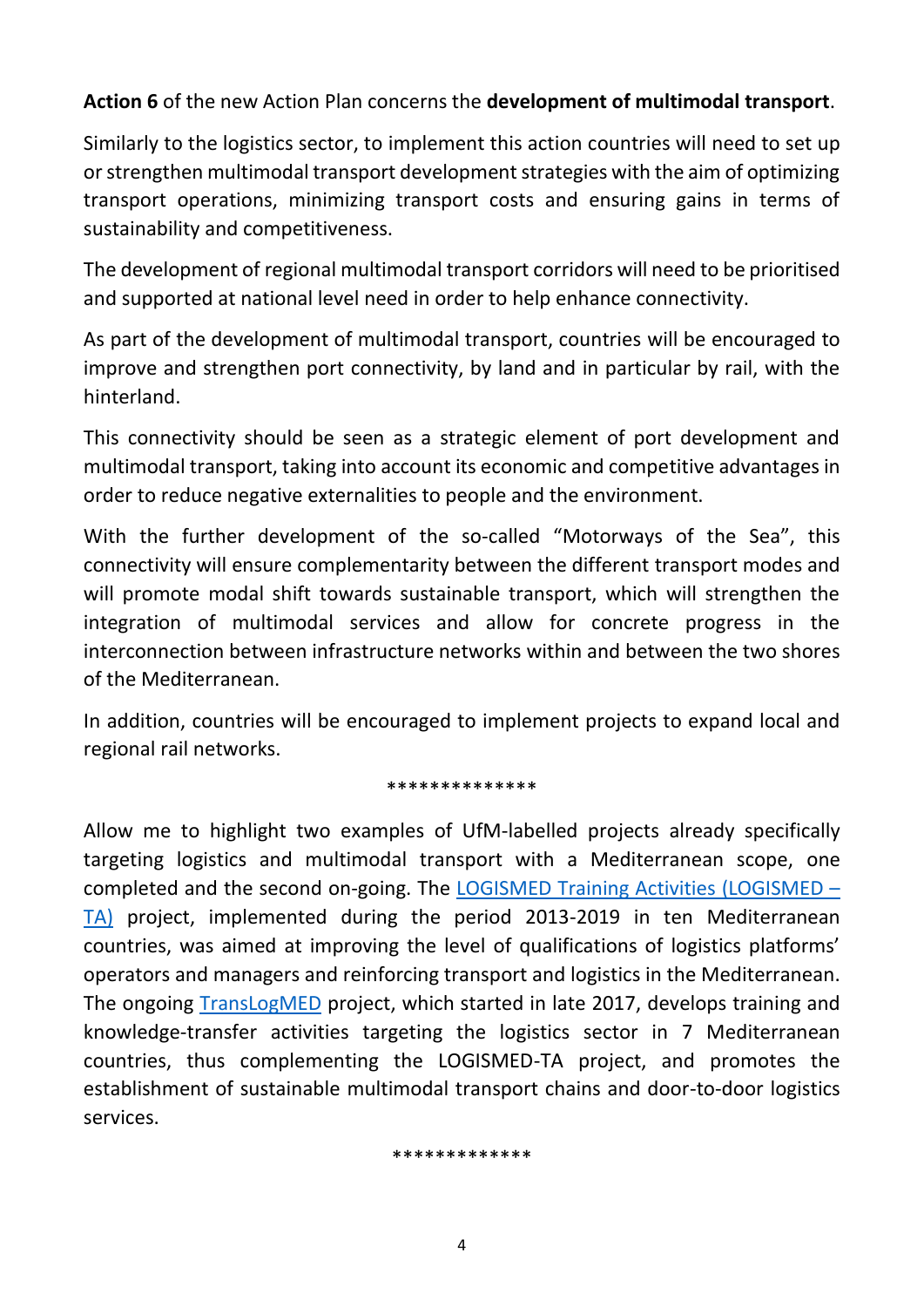**Action 6** of the new Action Plan concerns the **development of multimodal transport**.

Similarly to the logistics sector, to implement this action countries will need to set up or strengthen multimodal transport development strategies with the aim of optimizing transport operations, minimizing transport costs and ensuring gains in terms of sustainability and competitiveness.

The development of regional multimodal transport corridors will need to be prioritised and supported at national level need in order to help enhance connectivity.

As part of the development of multimodal transport, countries will be encouraged to improve and strengthen port connectivity, by land and in particular by rail, with the hinterland.

This connectivity should be seen as a strategic element of port development and multimodal transport, taking into account its economic and competitive advantages in order to reduce negative externalities to people and the environment.

With the further development of the so-called "Motorways of the Sea", this connectivity will ensure complementarity between the different transport modes and will promote modal shift towards sustainable transport, which will strengthen the integration of multimodal services and allow for concrete progress in the interconnection between infrastructure networks within and between the two shores of the Mediterranean.

In addition, countries will be encouraged to implement projects to expand local and regional rail networks.

**************

Allow me to highlight two examples of UfM-labelled projects already specifically targeting logistics and multimodal transport with a Mediterranean scope, one completed and the second on-going. The LOGISMED Training Activities (LOGISMED – TA) project, implemented during the period 2013-2019 in ten Mediterranean countries, was aimed at improving the level of qualifications of logistics platforms' operators and managers and reinforcing transport and logistics in the Mediterranean. The ongoing TransLogMED project, which started in late 2017, develops training and knowledge-transfer activities targeting the logistics sector in 7 Mediterranean countries, thus complementing the LOGISMED-TA project, and promotes the establishment of sustainable multimodal transport chains and door-to-door logistics services.

*************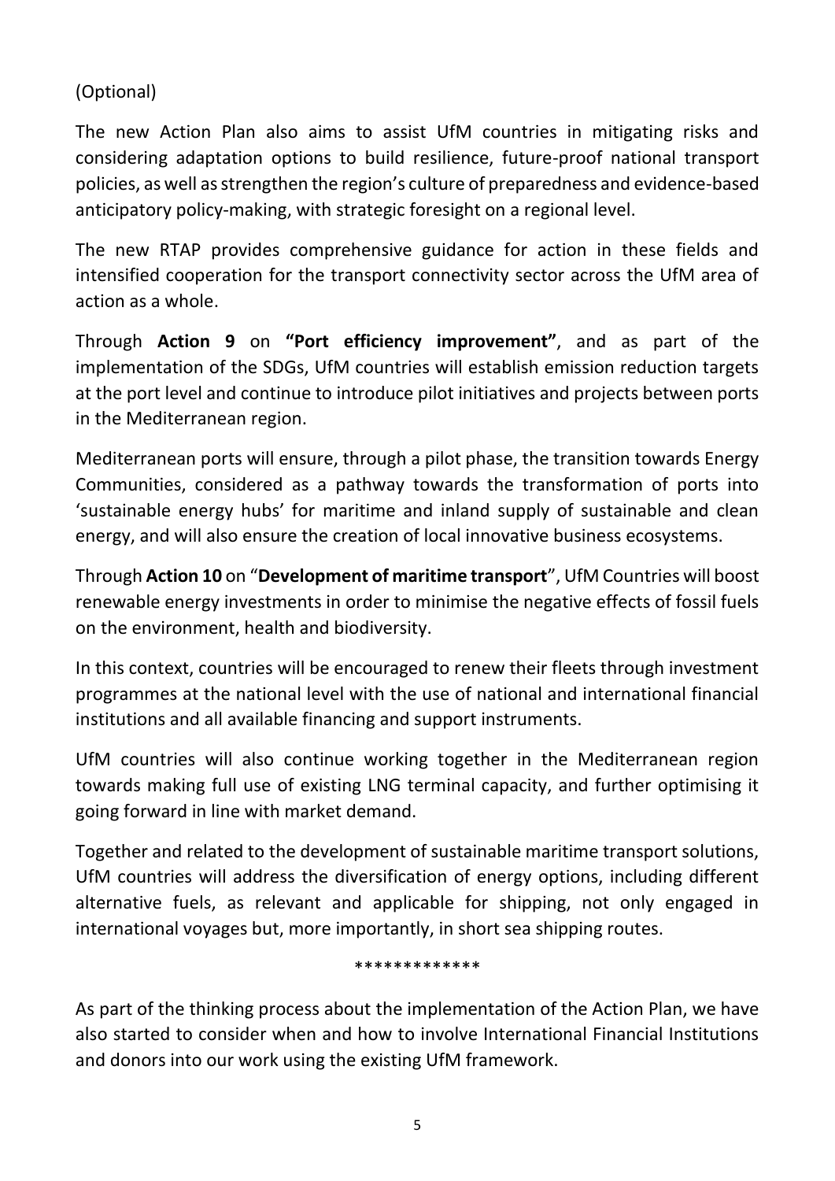(Optional)

The new Action Plan also aims to assist UfM countries in mitigating risks and considering adaptation options to build resilience, future-proof national transport policies, as well as strengthen the region's culture of preparedness and evidence-based anticipatory policy-making, with strategic foresight on a regional level.

The new RTAP provides comprehensive guidance for action in these fields and intensified cooperation for the transport connectivity sector across the UfM area of action as a whole.

Through **Action 9** on **"Port efficiency improvement"**, and as part of the implementation of the SDGs, UfM countries will establish emission reduction targets at the port level and continue to introduce pilot initiatives and projects between ports in the Mediterranean region.

Mediterranean ports will ensure, through a pilot phase, the transition towards Energy Communities, considered as a pathway towards the transformation of ports into 'sustainable energy hubs' for maritime and inland supply of sustainable and clean energy, and will also ensure the creation of local innovative business ecosystems.

Through **Action 10** on "**Development of maritime transport**", UfM Countries will boost renewable energy investments in order to minimise the negative effects of fossil fuels on the environment, health and biodiversity.

In this context, countries will be encouraged to renew their fleets through investment programmes at the national level with the use of national and international financial institutions and all available financing and support instruments.

UfM countries will also continue working together in the Mediterranean region towards making full use of existing LNG terminal capacity, and further optimising it going forward in line with market demand.

Together and related to the development of sustainable maritime transport solutions, UfM countries will address the diversification of energy options, including different alternative fuels, as relevant and applicable for shipping, not only engaged in international voyages but, more importantly, in short sea shipping routes.

*************

As part of the thinking process about the implementation of the Action Plan, we have also started to consider when and how to involve International Financial Institutions and donors into our work using the existing UfM framework.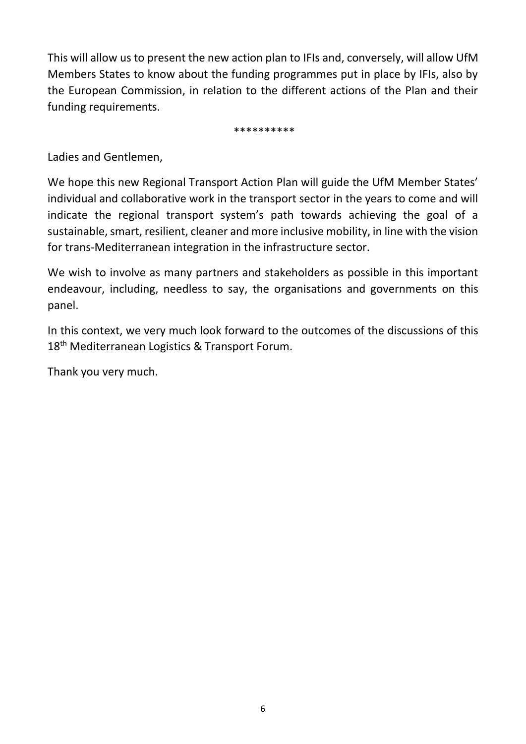This will allow us to present the new action plan to IFIs and, conversely, will allow UfM Members States to know about the funding programmes put in place by IFIs, also by the European Commission, in relation to the different actions of the Plan and their funding requirements.

**********

Ladies and Gentlemen,

We hope this new Regional Transport Action Plan will guide the UfM Member States' individual and collaborative work in the transport sector in the years to come and will indicate the regional transport system's path towards achieving the goal of a sustainable, smart, resilient, cleaner and more inclusive mobility, in line with the vision for trans-Mediterranean integration in the infrastructure sector.

We wish to involve as many partners and stakeholders as possible in this important endeavour, including, needless to say, the organisations and governments on this panel.

In this context, we very much look forward to the outcomes of the discussions of this 18th Mediterranean Logistics & Transport Forum.

Thank you very much.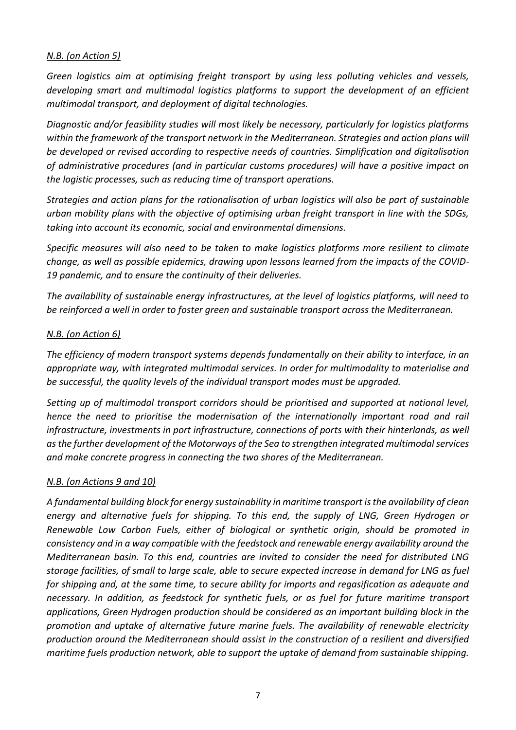*N.B. (on Action 5)*

*Green logistics aim at optimising freight transport by using less polluting vehicles and vessels, developing smart and multimodal logistics platforms to support the development of an efficient multimodal transport, and deployment of digital technologies.*

*Diagnostic and/or feasibility studies will most likely be necessary, particularly for logistics platforms within the framework of the transport network in the Mediterranean. Strategies and action plans will be developed or revised according to respective needs of countries. Simplification and digitalisation of administrative procedures (and in particular customs procedures) will have a positive impact on the logistic processes, such as reducing time of transport operations.*

*Strategies and action plans for the rationalisation of urban logistics will also be part of sustainable urban mobility plans with the objective of optimising urban freight transport in line with the SDGs, taking into account its economic, social and environmental dimensions.*

*Specific measures will also need to be taken to make logistics platforms more resilient to climate change, as well as possible epidemics, drawing upon lessons learned from the impacts of the COVID-19 pandemic, and to ensure the continuity of their deliveries.*

*The availability of sustainable energy infrastructures, at the level of logistics platforms, will need to be reinforced a well in order to foster green and sustainable transport across the Mediterranean.*

*N.B. (on Action 6)*

*The efficiency of modern transport systems depends fundamentally on their ability to interface, in an appropriate way, with integrated multimodal services. In order for multimodality to materialise and be successful, the quality levels of the individual transport modes must be upgraded.*

*Setting up of multimodal transport corridors should be prioritised and supported at national level, hence the need to prioritise the modernisation of the internationally important road and rail infrastructure, investments in port infrastructure, connections of ports with their hinterlands, as well as the further development of the Motorways of the Sea to strengthen integrated multimodal services and make concrete progress in connecting the two shores of the Mediterranean.*

*N.B. (on Actions 9 and 10)*

*A fundamental building block for energy sustainability in maritime transport is the availability of clean energy and alternative fuels for shipping. To this end, the supply of LNG, Green Hydrogen or Renewable Low Carbon Fuels, either of biological or synthetic origin, should be promoted in consistency and in a way compatible with the feedstock and renewable energy availability around the Mediterranean basin. To this end, countries are invited to consider the need for distributed LNG storage facilities, of small to large scale, able to secure expected increase in demand for LNG as fuel for shipping and, at the same time, to secure ability for imports and regasification as adequate and necessary. In addition, as feedstock for synthetic fuels, or as fuel for future maritime transport applications, Green Hydrogen production should be considered as an important building block in the promotion and uptake of alternative future marine fuels. The availability of renewable electricity production around the Mediterranean should assist in the construction of a resilient and diversified maritime fuels production network, able to support the uptake of demand from sustainable shipping.*